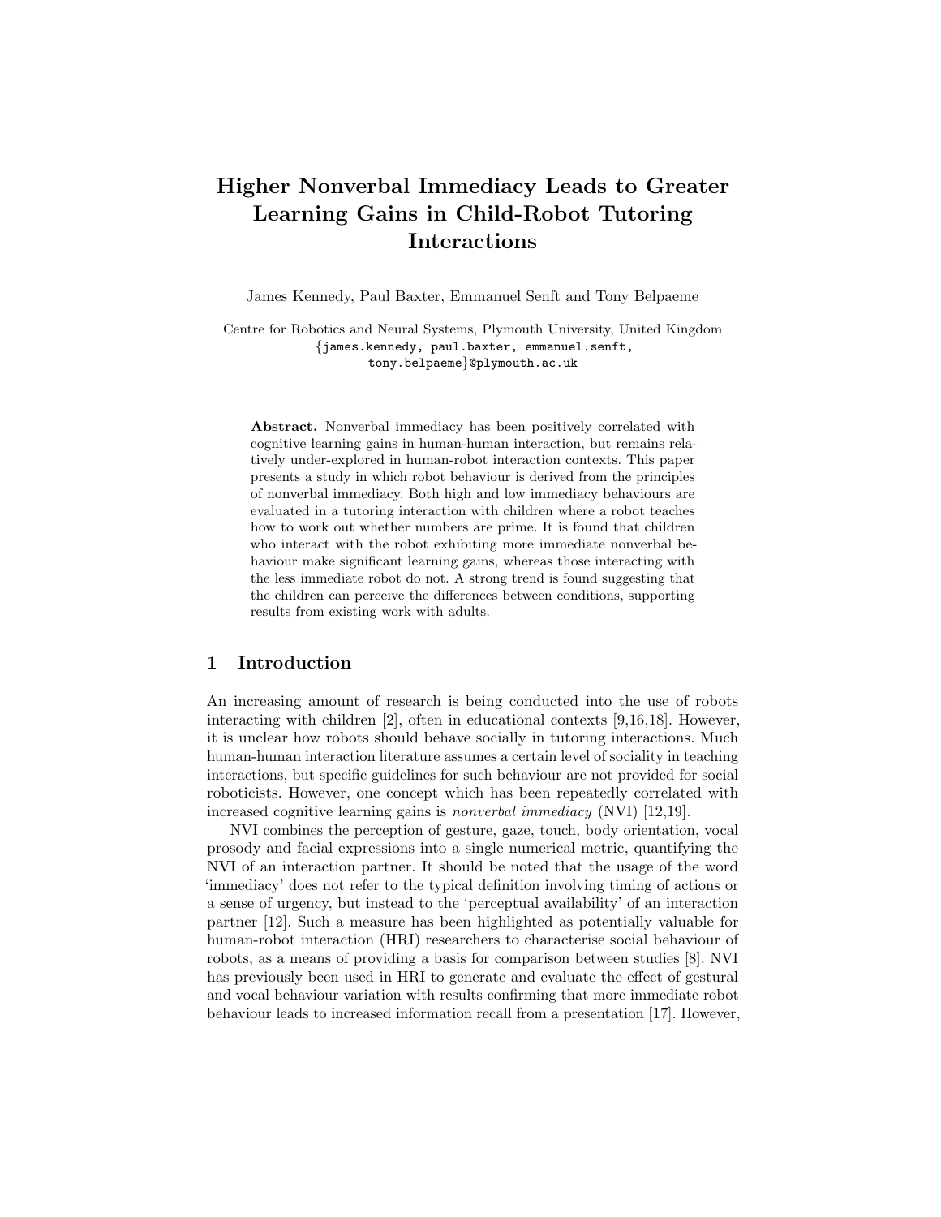# Higher Nonverbal Immediacy Leads to Greater Learning Gains in Child-Robot Tutoring Interactions

James Kennedy, Paul Baxter, Emmanuel Senft and Tony Belpaeme

Centre for Robotics and Neural Systems, Plymouth University, United Kingdom
{james.kennedy, paul.baxter, emmanuel.senft, tony.belpaeme}@plymouth.ac.uk

**Abstract.** Nonverbal immediacy has been positively correlated with cognitive learning gains in human-human interaction, but remains relatively under-explored in human-robot interaction contexts. This paper presents a study in which robot behaviour is derived from the principles of nonverbal immediacy. Both high and low immediacy behaviours are evaluated in a tutoring interaction with children where a robot teaches how to work out whether numbers are prime. It is found that children who interact with the robot exhibiting more immediate nonverbal behaviour make significant learning gains, whereas those interacting with the less immediate robot do not. A strong trend is found suggesting that the children can perceive the differences between conditions, supporting results from existing work with adults.

## 1 Introduction

An increasing amount of research is being conducted into the use of robots interacting with children [2], often in educational contexts [9,16,18]. However, it is unclear how robots should behave socially in tutoring interactions. Much human-human interaction literature assumes a certain level of sociality in teaching interactions, but specific guidelines for such behaviour are not provided for social roboticists. However, one concept which has been repeatedly correlated with increased cognitive learning gains is *nonverbal immediacy* (NVI) [12,19].

NVI combines the perception of gesture, gaze, touch, body orientation, vocal prosody and facial expressions into a single numerical metric, quantifying the NVI of an interaction partner. It should be noted that the usage of the word 'immediacy' does not refer to the typical definition involving timing of actions or a sense of urgency, but instead to the 'perceptual availability' of an interaction partner [12]. Such a measure has been highlighted as potentially valuable for human-robot interaction (HRI) researchers to characterise social behaviour of robots, as a means of providing a basis for comparison between studies [8]. NVI has previously been used in HRI to generate and evaluate the effect of gestural and vocal behaviour variation with results confirming that more immediate robot behaviour leads to increased information recall from a presentation [17]. However,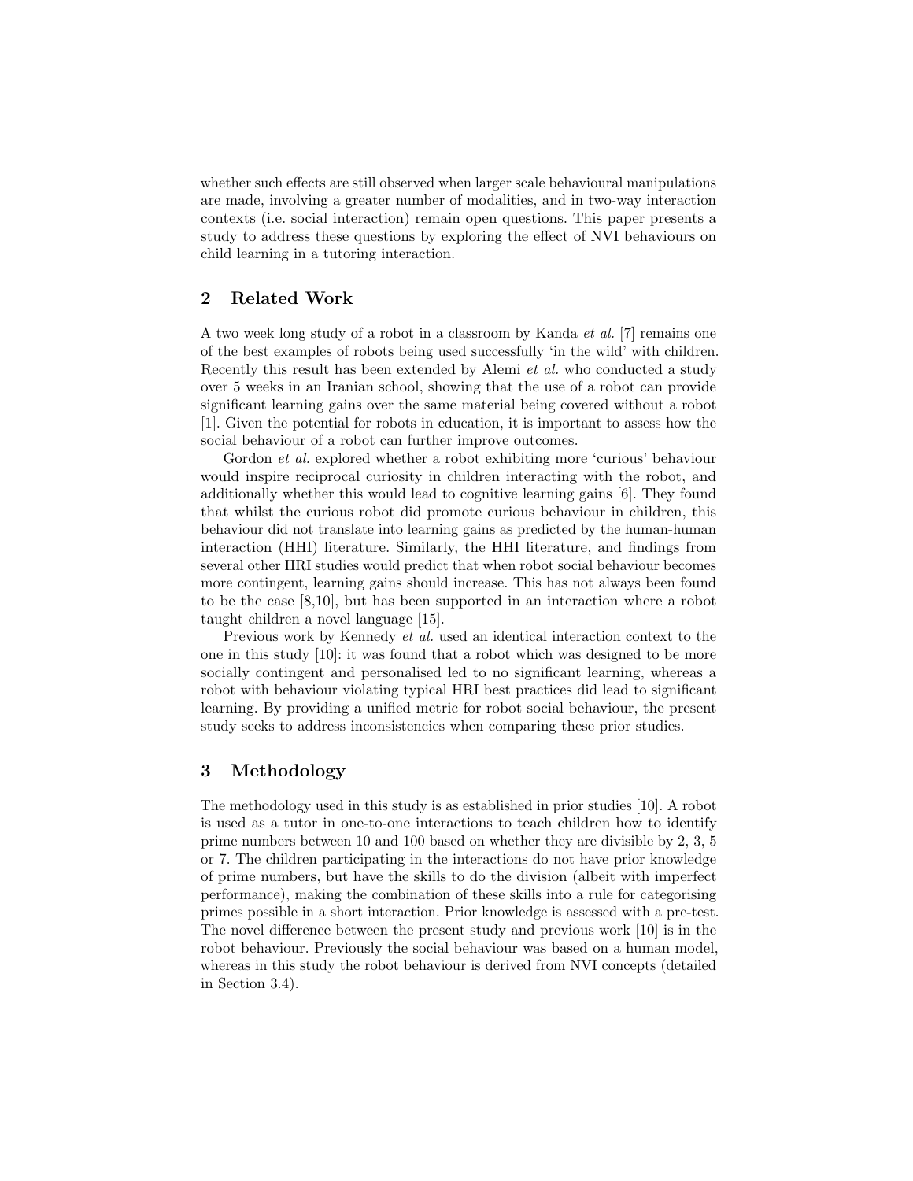whether such effects are still observed when larger scale behavioural manipulations are made, involving a greater number of modalities, and in two-way interaction contexts (i.e. social interaction) remain open questions. This paper presents a study to address these questions by exploring the effect of NVI behaviours on child learning in a tutoring interaction.

## 2 Related Work

A two week long study of a robot in a classroom by Kanda *et al.* [7] remains one of the best examples of robots being used successfully 'in the wild' with children. Recently this result has been extended by Alemi *et al.* who conducted a study over 5 weeks in an Iranian school, showing that the use of a robot can provide significant learning gains over the same material being covered without a robot [1]. Given the potential for robots in education, it is important to assess how the social behaviour of a robot can further improve outcomes.

Gordon *et al.* explored whether a robot exhibiting more 'curious' behaviour would inspire reciprocal curiosity in children interacting with the robot, and additionally whether this would lead to cognitive learning gains [6]. They found that whilst the curious robot did promote curious behaviour in children, this behaviour did not translate into learning gains as predicted by the human-human interaction (HHI) literature. Similarly, the HHI literature, and findings from several other HRI studies would predict that when robot social behaviour becomes more contingent, learning gains should increase. This has not always been found to be the case [8,10], but has been supported in an interaction where a robot taught children a novel language [15].

Previous work by Kennedy *et al.* used an identical interaction context to the one in this study [10]: it was found that a robot which was designed to be more socially contingent and personalised led to no significant learning, whereas a robot with behaviour violating typical HRI best practices did lead to significant learning. By providing a unified metric for robot social behaviour, the present study seeks to address inconsistencies when comparing these prior studies.

## 3 Methodology

The methodology used in this study is as established in prior studies [10]. A robot is used as a tutor in one-to-one interactions to teach children how to identify prime numbers between 10 and 100 based on whether they are divisible by 2, 3, 5 or 7. The children participating in the interactions do not have prior knowledge of prime numbers, but have the skills to do the division (albeit with imperfect performance), making the combination of these skills into a rule for categorising primes possible in a short interaction. Prior knowledge is assessed with a pre-test. The novel difference between the present study and previous work [10] is in the robot behaviour. Previously the social behaviour was based on a human model, whereas in this study the robot behaviour is derived from NVI concepts (detailed in Section 3.4).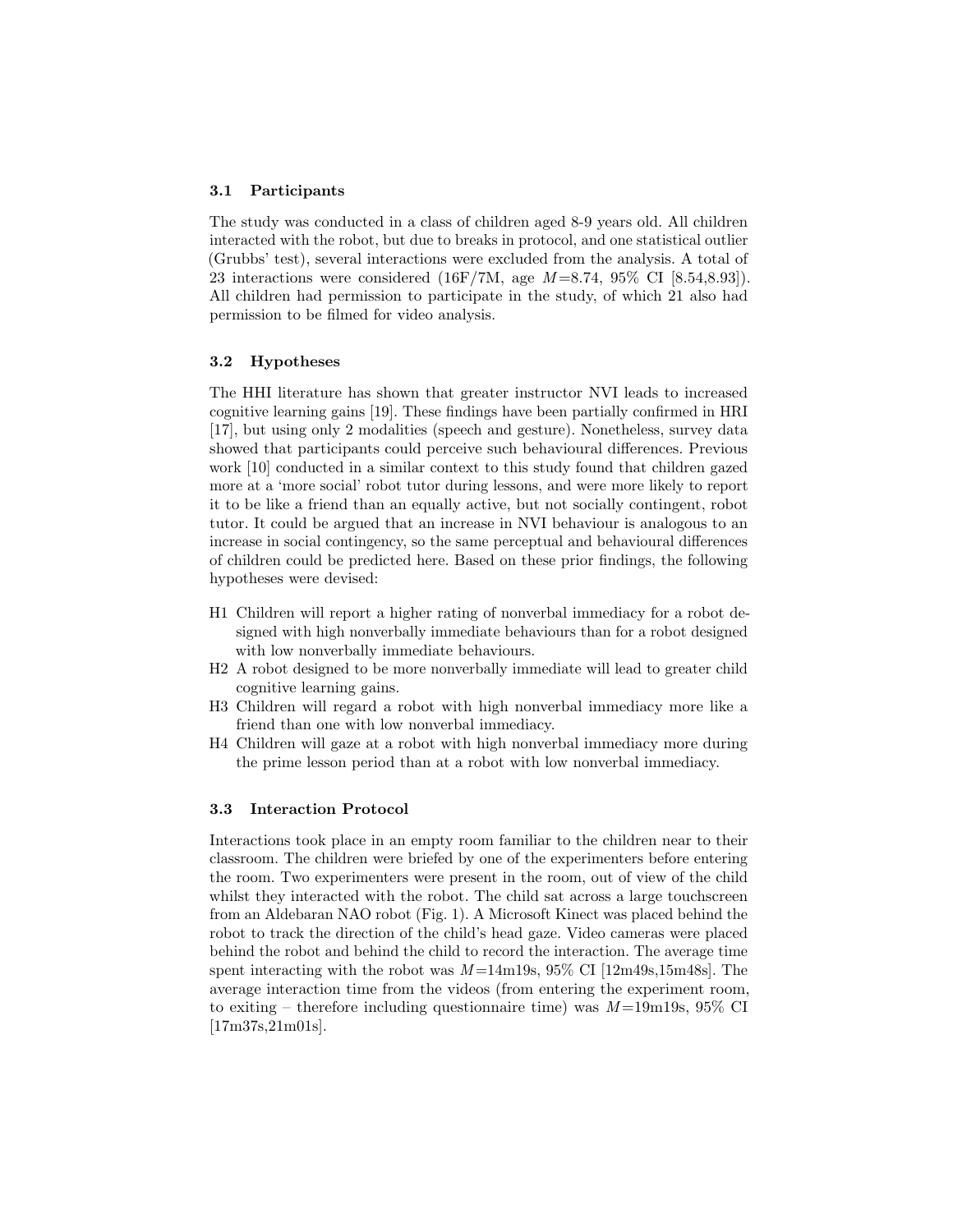### 3.1 Participants

The study was conducted in a class of children aged 8-9 years old. All children interacted with the robot, but due to breaks in protocol, and one statistical outlier (Grubbs' test), several interactions were excluded from the analysis. A total of 23 interactions were considered (16F/7M, age $M$=8.74, 95% CI [8.54,8.93]). All children had permission to participate in the study, of which 21 also had permission to be filmed for video analysis.

### 3.2 Hypotheses

The HHI literature has shown that greater instructor NVI leads to increased cognitive learning gains [19]. These findings have been partially confirmed in HRI [17], but using only 2 modalities (speech and gesture). Nonetheless, survey data showed that participants could perceive such behavioural differences. Previous work [10] conducted in a similar context to this study found that children gazed more at a 'more social' robot tutor during lessons, and were more likely to report it to be like a friend than an equally active, but not socially contingent, robot tutor. It could be argued that an increase in NVI behaviour is analogous to an increase in social contingency, so the same perceptual and behavioural differences of children could be predicted here. Based on these prior findings, the following hypotheses were devised:

- H1 Children will report a higher rating of nonverbal immediacy for a robot designed with high nonverbally immediate behaviours than for a robot designed with low nonverbally immediate behaviours.
- H2 A robot designed to be more nonverbally immediate will lead to greater child cognitive learning gains.
- H3 Children will regard a robot with high nonverbal immediacy more like a friend than one with low nonverbal immediacy.
- H4 Children will gaze at a robot with high nonverbal immediacy more during the prime lesson period than at a robot with low nonverbal immediacy.

### 3.3 Interaction Protocol

Interactions took place in an empty room familiar to the children near to their classroom. The children were briefed by one of the experimenters before entering the room. Two experimenters were present in the room, out of view of the child whilst they interacted with the robot. The child sat across a large touchscreen from an Aldebaran NAO robot (Fig. 1). A Microsoft Kinect was placed behind the robot to track the direction of the child's head gaze. Video cameras were placed behind the robot and behind the child to record the interaction. The average time spent interacting with the robot was $M$=14m19s, 95% CI [12m49s,15m48s]. The average interaction time from the videos (from entering the experiment room, to exiting – therefore including questionnaire time) was $M$=19m19s, 95% CI [17m37s,21m01s].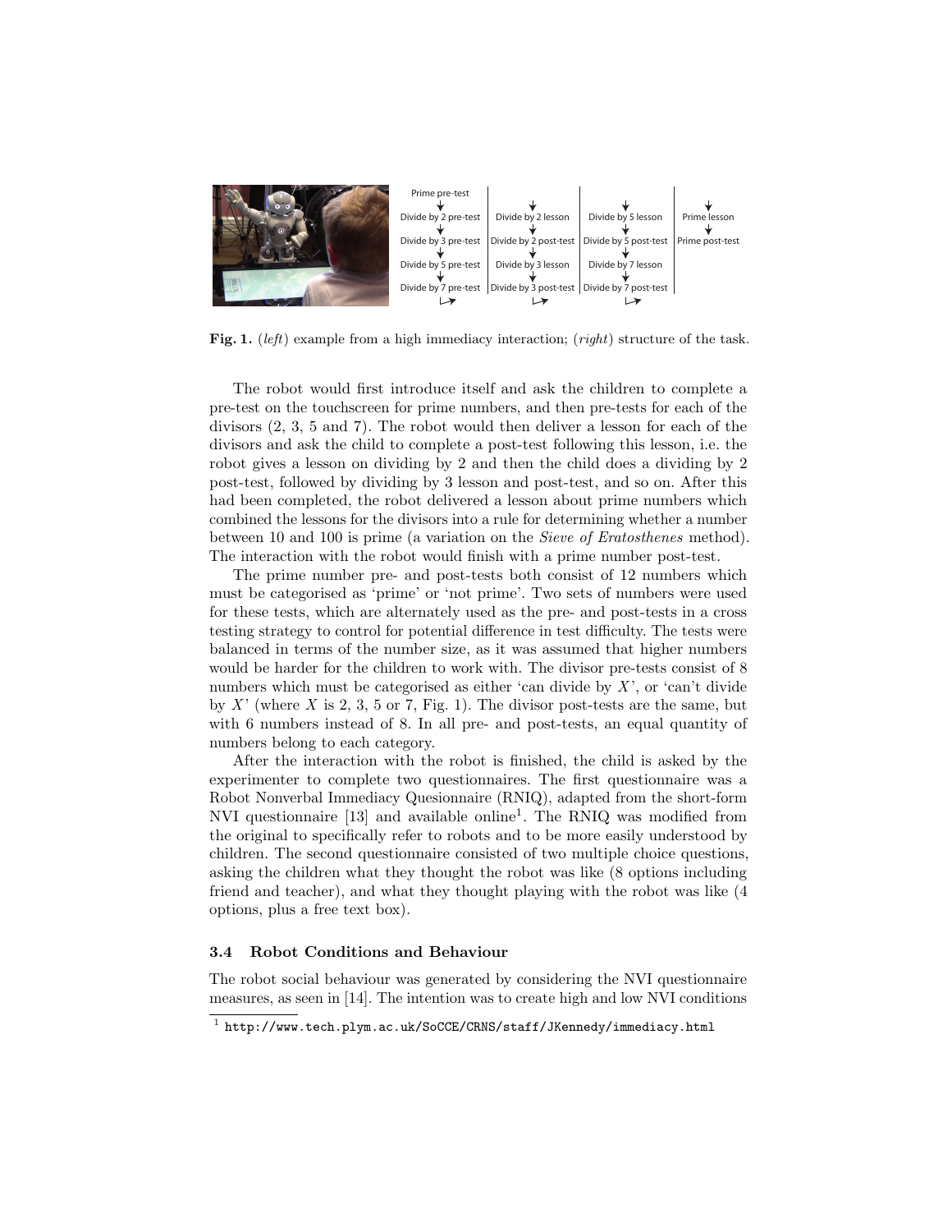Prime pre-test → Divide by 2 pre-test → Divide by 3 pre-test → Divide by 5 pre-test → Divide by 7 pre-test → Divide by 2 lesson → Divide by 2 post-test → Divide by 3 lesson → Divide by 3 post-test → Divide by 5 lesson → Divide by 5 post-test → Divide by 7 lesson → Divide by 7 post-test → Prime lesson → Prime post-test

**Fig. 1.** (*left*) example from a high immediacy interaction; (*right*) structure of the task.

The robot would first introduce itself and ask the children to complete a pre-test on the touchscreen for prime numbers, and then pre-tests for each of the divisors (2, 3, 5 and 7). The robot would then deliver a lesson for each of the divisors and ask the child to complete a post-test following this lesson, i.e. the robot gives a lesson on dividing by 2 and then the child does a dividing by 2 post-test, followed by dividing by 3 lesson and post-test, and so on. After this had been completed, the robot delivered a lesson about prime numbers which combined the lessons for the divisors into a rule for determining whether a number between 10 and 100 is prime (a variation on the *Sieve of Eratosthenes* method). The interaction with the robot would finish with a prime number post-test.

The prime number pre- and post-tests both consist of 12 numbers which must be categorised as 'prime' or 'not prime'. Two sets of numbers were used for these tests, which are alternately used as the pre- and post-tests in a cross testing strategy to control for potential difference in test difficulty. The tests were balanced in terms of the number size, as it was assumed that higher numbers would be harder for the children to work with. The divisor pre-tests consist of 8 numbers which must be categorised as either 'can divide by $X$', or 'can't divide by $X$' (where $X$ is 2, 3, 5 or 7, Fig. 1). The divisor post-tests are the same, but with 6 numbers instead of 8. In all pre- and post-tests, an equal quantity of numbers belong to each category.

After the interaction with the robot is finished, the child is asked by the experimenter to complete two questionnaires. The first questionnaire was a Robot Nonverbal Immediacy Quesionnaire (RNIQ), adapted from the short-form NVI questionnaire [13] and available online[1]. The RNIQ was modified from the original to specifically refer to robots and to be more easily understood by children. The second questionnaire consisted of two multiple choice questions, asking the children what they thought the robot was like (8 options including friend and teacher), and what they thought playing with the robot was like (4 options, plus a free text box).

### 3.4 Robot Conditions and Behaviour

The robot social behaviour was generated by considering the NVI questionnaire measures, as seen in [14]. The intention was to create high and low NVI conditions

[1] http://www.tech.plym.ac.uk/SoCCE/CRNS/staff/JKennedy/immediacy.html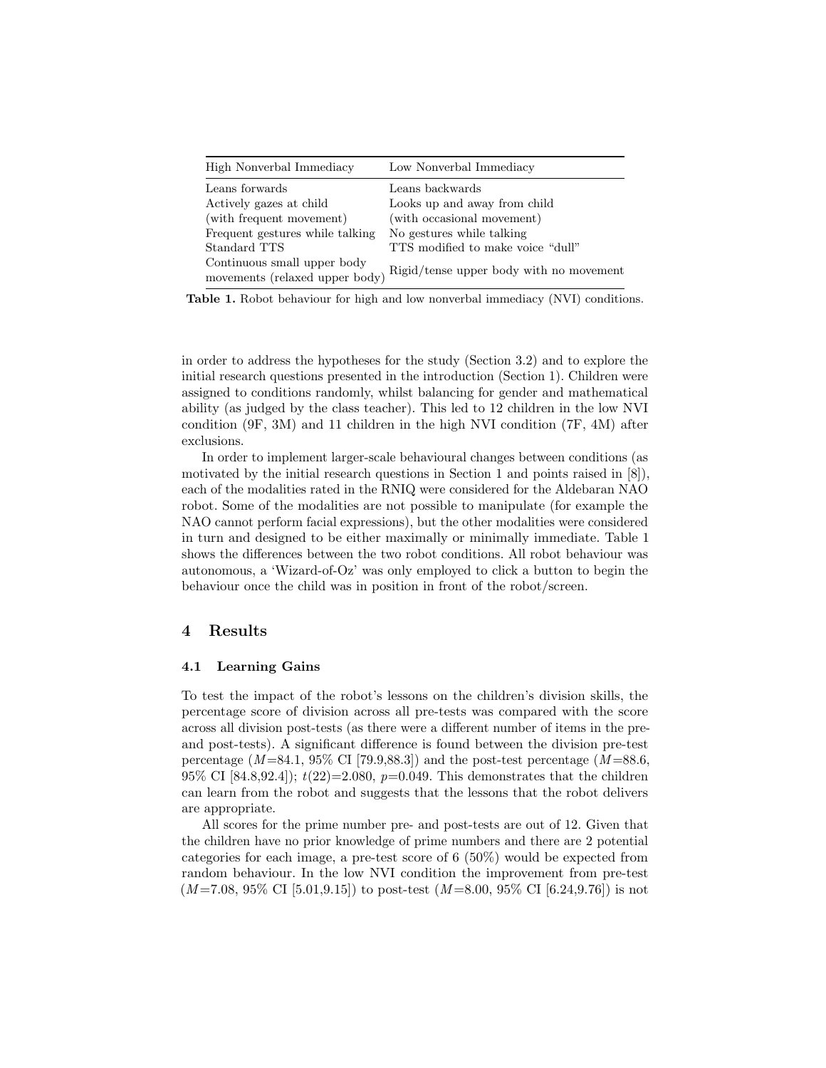| High Nonverbal Immediacy | Low Nonverbal Immediacy |
|---|---|
| Leans forwards | Leans backwards |
| Actively gazes at child (with frequent movement) | Looks up and away from child (with occasional movement) |
| Frequent gestures while talking | No gestures while talking |
| Standard TTS | TTS modified to make voice "dull" |
| Continuous small upper body movements (relaxed upper body) | Rigid/tense upper body with no movement |

**Table 1.** Robot behaviour for high and low nonverbal immediacy (NVI) conditions.

in order to address the hypotheses for the study (Section 3.2) and to explore the initial research questions presented in the introduction (Section 1). Children were assigned to conditions randomly, whilst balancing for gender and mathematical ability (as judged by the class teacher). This led to 12 children in the low NVI condition (9F, 3M) and 11 children in the high NVI condition (7F, 4M) after exclusions.

In order to implement larger-scale behavioural changes between conditions (as motivated by the initial research questions in Section 1 and points raised in [8]), each of the modalities rated in the RNIQ were considered for the Aldebaran NAO robot. Some of the modalities are not possible to manipulate (for example the NAO cannot perform facial expressions), but the other modalities were considered in turn and designed to be either maximally or minimally immediate. Table 1 shows the differences between the two robot conditions. All robot behaviour was autonomous, a 'Wizard-of-Oz' was only employed to click a button to begin the behaviour once the child was in position in front of the robot/screen.

## 4 Results

### 4.1 Learning Gains

To test the impact of the robot's lessons on the children's division skills, the percentage score of division across all pre-tests was compared with the score across all division post-tests (as there were a different number of items in the pre- and post-tests). A significant difference is found between the division pre-test percentage ($M$=84.1, 95% CI [79.9,88.3]) and the post-test percentage ($M$=88.6, 95% CI [84.8,92.4]); $t(22)=2.080$, $p=0.049$. This demonstrates that the children can learn from the robot and suggests that the lessons that the robot delivers are appropriate.

All scores for the prime number pre- and post-tests are out of 12. Given that the children have no prior knowledge of prime numbers and there are 2 potential categories for each image, a pre-test score of 6 (50%) would be expected from random behaviour. In the low NVI condition the improvement from pre-test ($M$=7.08, 95% CI [5.01,9.15]) to post-test ($M$=8.00, 95% CI [6.24,9.76]) is not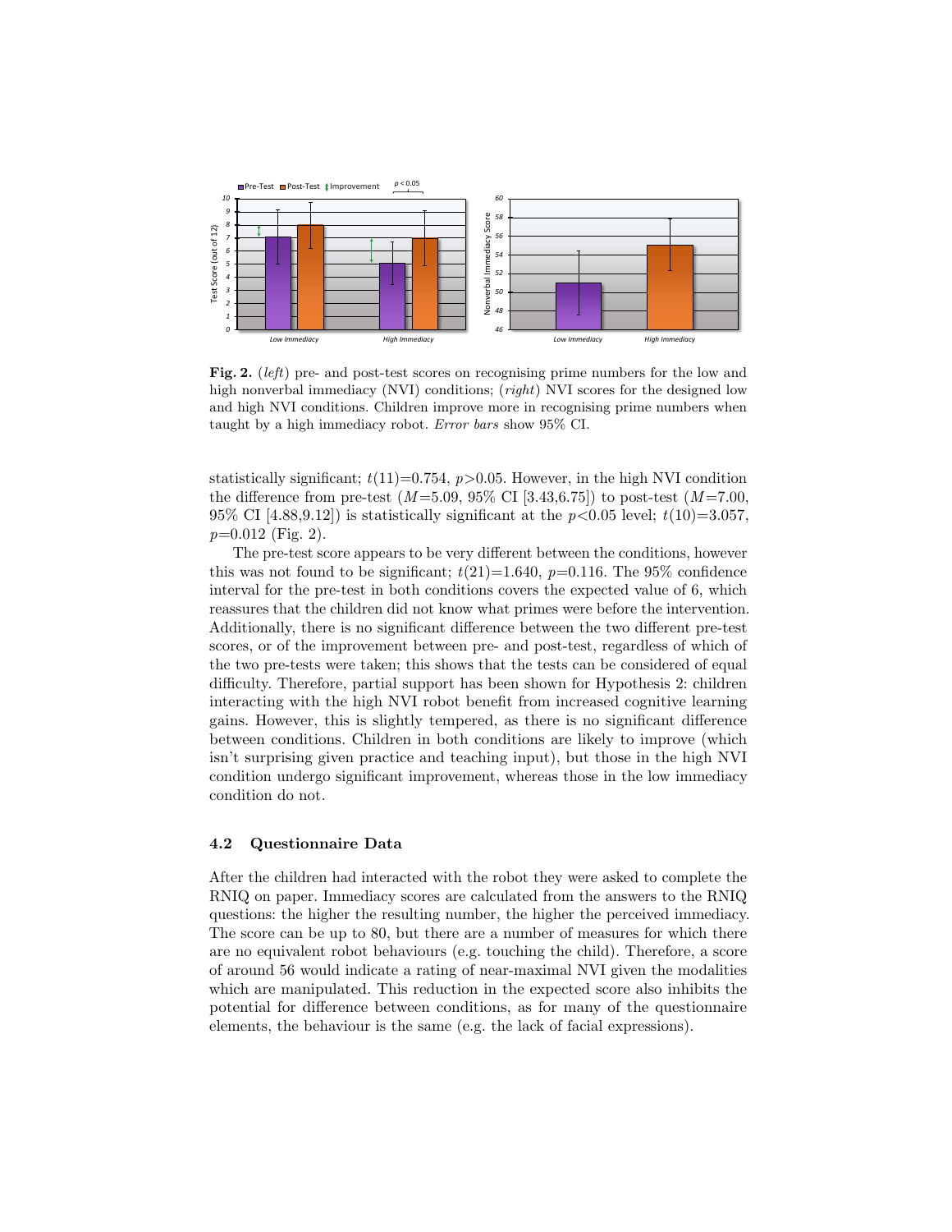**Fig. 2.** (*left*) pre- and post-test scores on recognising prime numbers for the low and high nonverbal immediacy (NVI) conditions; (*right*) NVI scores for the designed low and high NVI conditions. Children improve more in recognising prime numbers when taught by a high immediacy robot. *Error bars* show 95% CI.

statistically significant; $t(11){=}0.754$, $p{>}0.05$. However, in the high NVI condition the difference from pre-test ($M{=}5.09$, 95% CI [3.43,6.75]) to post-test ($M{=}7.00$, 95% CI [4.88,9.12]) is statistically significant at the $p{<}0.05$ level; $t(10){=}3.057$, $p{=}0.012$ (Fig. 2).

The pre-test score appears to be very different between the conditions, however this was not found to be significant; $t(21){=}1.640$, $p{=}0.116$. The 95% confidence interval for the pre-test in both conditions covers the expected value of 6, which reassures that the children did not know what primes were before the intervention. Additionally, there is no significant difference between the two different pre-test scores, or of the improvement between pre- and post-test, regardless of which of the two pre-tests were taken; this shows that the tests can be considered of equal difficulty. Therefore, partial support has been shown for Hypothesis 2: children interacting with the high NVI robot benefit from increased cognitive learning gains. However, this is slightly tempered, as there is no significant difference between conditions. Children in both conditions are likely to improve (which isn't surprising given practice and teaching input), but those in the high NVI condition undergo significant improvement, whereas those in the low immediacy condition do not.

### 4.2 Questionnaire Data

After the children had interacted with the robot they were asked to complete the RNIQ on paper. Immediacy scores are calculated from the answers to the RNIQ questions: the higher the resulting number, the higher the perceived immediacy. The score can be up to 80, but there are a number of measures for which there are no equivalent robot behaviours (e.g. touching the child). Therefore, a score of around 56 would indicate a rating of near-maximal NVI given the modalities which are manipulated. This reduction in the expected score also inhibits the potential for difference between conditions, as for many of the questionnaire elements, the behaviour is the same (e.g. the lack of facial expressions).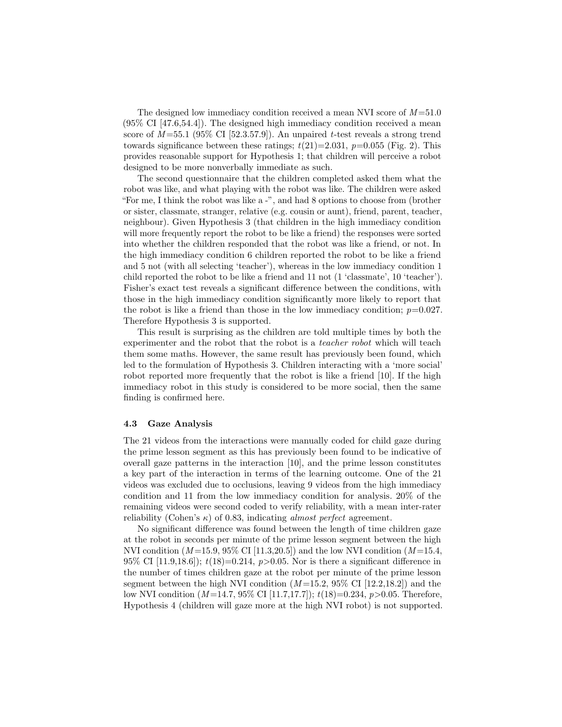The designed low immediacy condition received a mean NVI score of $M$=51.0 (95% CI [47.6,54.4]). The designed high immediacy condition received a mean score of $M$=55.1 (95% CI [52.3.57.9]). An unpaired $t$-test reveals a strong trend towards significance between these ratings; $t(21)$=2.031, $p$=0.055 (Fig. 2). This provides reasonable support for Hypothesis 1; that children will perceive a robot designed to be more nonverbally immediate as such.

The second questionnaire that the children completed asked them what the robot was like, and what playing with the robot was like. The children were asked "For me, I think the robot was like a -", and had 8 options to choose from (brother or sister, classmate, stranger, relative (e.g. cousin or aunt), friend, parent, teacher, neighbour). Given Hypothesis 3 (that children in the high immediacy condition will more frequently report the robot to be like a friend) the responses were sorted into whether the children responded that the robot was like a friend, or not. In the high immediacy condition 6 children reported the robot to be like a friend and 5 not (with all selecting 'teacher'), whereas in the low immediacy condition 1 child reported the robot to be like a friend and 11 not (1 'classmate', 10 'teacher'). Fisher's exact test reveals a significant difference between the conditions, with those in the high immediacy condition significantly more likely to report that the robot is like a friend than those in the low immediacy condition; $p$=0.027. Therefore Hypothesis 3 is supported.

This result is surprising as the children are told multiple times by both the experimenter and the robot that the robot is a *teacher robot* which will teach them some maths. However, the same result has previously been found, which led to the formulation of Hypothesis 3. Children interacting with a 'more social' robot reported more frequently that the robot is like a friend [10]. If the high immediacy robot in this study is considered to be more social, then the same finding is confirmed here.

### 4.3 Gaze Analysis

The 21 videos from the interactions were manually coded for child gaze during the prime lesson segment as this has previously been found to be indicative of overall gaze patterns in the interaction [10], and the prime lesson constitutes a key part of the interaction in terms of the learning outcome. One of the 21 videos was excluded due to occlusions, leaving 9 videos from the high immediacy condition and 11 from the low immediacy condition for analysis. 20% of the remaining videos were second coded to verify reliability, with a mean inter-rater reliability (Cohen's $\kappa$) of 0.83, indicating *almost perfect* agreement.

No significant difference was found between the length of time children gaze at the robot in seconds per minute of the prime lesson segment between the high NVI condition ($M$=15.9, 95% CI [11.3,20.5]) and the low NVI condition ($M$=15.4, 95% CI [11.9,18.6]); $t(18)$=0.214, $p$>0.05. Nor is there a significant difference in the number of times children gaze at the robot per minute of the prime lesson segment between the high NVI condition ($M$=15.2, 95% CI [12.2,18.2]) and the low NVI condition ($M$=14.7, 95% CI [11.7,17.7]); $t(18)$=0.234, $p$>0.05. Therefore, Hypothesis 4 (children will gaze more at the high NVI robot) is not supported.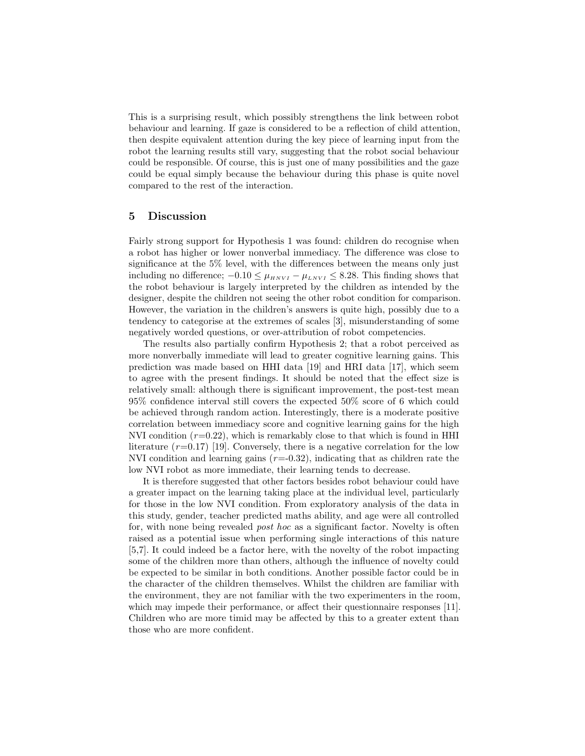This is a surprising result, which possibly strengthens the link between robot behaviour and learning. If gaze is considered to be a reflection of child attention, then despite equivalent attention during the key piece of learning input from the robot the learning results still vary, suggesting that the robot social behaviour could be responsible. Of course, this is just one of many possibilities and the gaze could be equal simply because the behaviour during this phase is quite novel compared to the rest of the interaction.

## 5 Discussion

Fairly strong support for Hypothesis 1 was found: children do recognise when a robot has higher or lower nonverbal immediacy. The difference was close to significance at the 5% level, with the differences between the means only just including no difference; $-0.10 \leq \mu_{HNVI} - \mu_{LNVI} \leq 8.28$. This finding shows that the robot behaviour is largely interpreted by the children as intended by the designer, despite the children not seeing the other robot condition for comparison. However, the variation in the children's answers is quite high, possibly due to a tendency to categorise at the extremes of scales [3], misunderstanding of some negatively worded questions, or over-attribution of robot competencies.

The results also partially confirm Hypothesis 2; that a robot perceived as more nonverbally immediate will lead to greater cognitive learning gains. This prediction was made based on HHI data [19] and HRI data [17], which seem to agree with the present findings. It should be noted that the effect size is relatively small: although there is significant improvement, the post-test mean 95% confidence interval still covers the expected 50% score of 6 which could be achieved through random action. Interestingly, there is a moderate positive correlation between immediacy score and cognitive learning gains for the high NVI condition ($r$=0.22), which is remarkably close to that which is found in HHI literature ($r$=0.17) [19]. Conversely, there is a negative correlation for the low NVI condition and learning gains ($r$=-0.32), indicating that as children rate the low NVI robot as more immediate, their learning tends to decrease.

It is therefore suggested that other factors besides robot behaviour could have a greater impact on the learning taking place at the individual level, particularly for those in the low NVI condition. From exploratory analysis of the data in this study, gender, teacher predicted maths ability, and age were all controlled for, with none being revealed *post hoc* as a significant factor. Novelty is often raised as a potential issue when performing single interactions of this nature [5,7]. It could indeed be a factor here, with the novelty of the robot impacting some of the children more than others, although the influence of novelty could be expected to be similar in both conditions. Another possible factor could be in the character of the children themselves. Whilst the children are familiar with the environment, they are not familiar with the two experimenters in the room, which may impede their performance, or affect their questionnaire responses [11]. Children who are more timid may be affected by this to a greater extent than those who are more confident.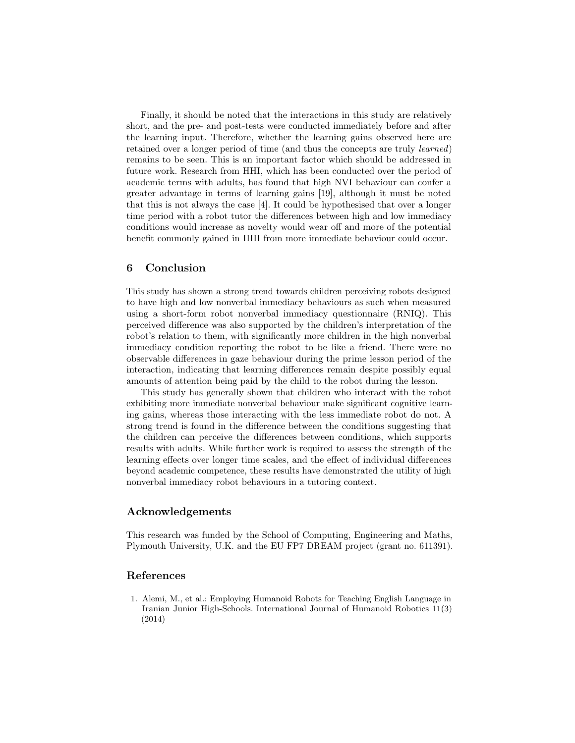Finally, it should be noted that the interactions in this study are relatively short, and the pre- and post-tests were conducted immediately before and after the learning input. Therefore, whether the learning gains observed here are retained over a longer period of time (and thus the concepts are truly *learned*) remains to be seen. This is an important factor which should be addressed in future work. Research from HHI, which has been conducted over the period of academic terms with adults, has found that high NVI behaviour can confer a greater advantage in terms of learning gains [19], although it must be noted that this is not always the case [4]. It could be hypothesised that over a longer time period with a robot tutor the differences between high and low immediacy conditions would increase as novelty would wear off and more of the potential benefit commonly gained in HHI from more immediate behaviour could occur.

## 6 Conclusion

This study has shown a strong trend towards children perceiving robots designed to have high and low nonverbal immediacy behaviours as such when measured using a short-form robot nonverbal immediacy questionnaire (RNIQ). This perceived difference was also supported by the children's interpretation of the robot's relation to them, with significantly more children in the high nonverbal immediacy condition reporting the robot to be like a friend. There were no observable differences in gaze behaviour during the prime lesson period of the interaction, indicating that learning differences remain despite possibly equal amounts of attention being paid by the child to the robot during the lesson.

This study has generally shown that children who interact with the robot exhibiting more immediate nonverbal behaviour make significant cognitive learning gains, whereas those interacting with the less immediate robot do not. A strong trend is found in the difference between the conditions suggesting that the children can perceive the differences between conditions, which supports results with adults. While further work is required to assess the strength of the learning effects over longer time scales, and the effect of individual differences beyond academic competence, these results have demonstrated the utility of high nonverbal immediacy robot behaviours in a tutoring context.

## Acknowledgements

This research was funded by the School of Computing, Engineering and Maths, Plymouth University, U.K. and the EU FP7 DREAM project (grant no. 611391).

## References

1. Alemi, M., et al.: Employing Humanoid Robots for Teaching English Language in Iranian Junior High-Schools. International Journal of Humanoid Robotics 11(3) (2014)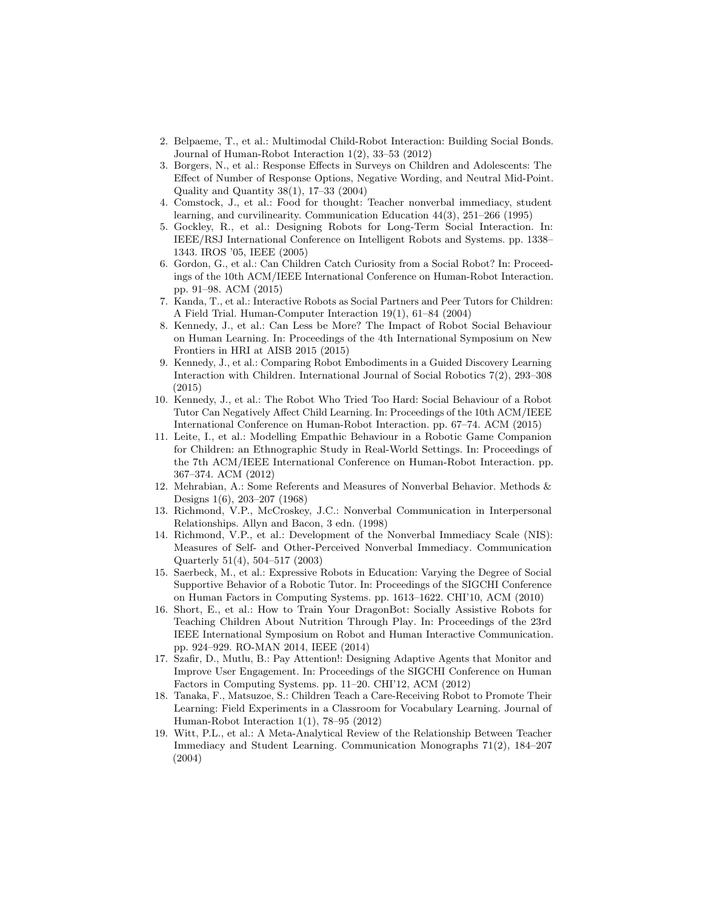2. Belpaeme, T., et al.: Multimodal Child-Robot Interaction: Building Social Bonds. Journal of Human-Robot Interaction 1(2), 33–53 (2012)
3. Borgers, N., et al.: Response Effects in Surveys on Children and Adolescents: The Effect of Number of Response Options, Negative Wording, and Neutral Mid-Point. Quality and Quantity 38(1), 17–33 (2004)
4. Comstock, J., et al.: Food for thought: Teacher nonverbal immediacy, student learning, and curvilinearity. Communication Education 44(3), 251–266 (1995)
5. Gockley, R., et al.: Designing Robots for Long-Term Social Interaction. In: IEEE/RSJ International Conference on Intelligent Robots and Systems. pp. 1338–1343. IROS '05, IEEE (2005)
6. Gordon, G., et al.: Can Children Catch Curiosity from a Social Robot? In: Proceedings of the 10th ACM/IEEE International Conference on Human-Robot Interaction. pp. 91–98. ACM (2015)
7. Kanda, T., et al.: Interactive Robots as Social Partners and Peer Tutors for Children: A Field Trial. Human-Computer Interaction 19(1), 61–84 (2004)
8. Kennedy, J., et al.: Can Less be More? The Impact of Robot Social Behaviour on Human Learning. In: Proceedings of the 4th International Symposium on New Frontiers in HRI at AISB 2015 (2015)
9. Kennedy, J., et al.: Comparing Robot Embodiments in a Guided Discovery Learning Interaction with Children. International Journal of Social Robotics 7(2), 293–308 (2015)
10. Kennedy, J., et al.: The Robot Who Tried Too Hard: Social Behaviour of a Robot Tutor Can Negatively Affect Child Learning. In: Proceedings of the 10th ACM/IEEE International Conference on Human-Robot Interaction. pp. 67–74. ACM (2015)
11. Leite, I., et al.: Modelling Empathic Behaviour in a Robotic Game Companion for Children: an Ethnographic Study in Real-World Settings. In: Proceedings of the 7th ACM/IEEE International Conference on Human-Robot Interaction. pp. 367–374. ACM (2012)
12. Mehrabian, A.: Some Referents and Measures of Nonverbal Behavior. Methods & Designs 1(6), 203–207 (1968)
13. Richmond, V.P., McCroskey, J.C.: Nonverbal Communication in Interpersonal Relationships. Allyn and Bacon, 3 edn. (1998)
14. Richmond, V.P., et al.: Development of the Nonverbal Immediacy Scale (NIS): Measures of Self- and Other-Perceived Nonverbal Immediacy. Communication Quarterly 51(4), 504–517 (2003)
15. Saerbeck, M., et al.: Expressive Robots in Education: Varying the Degree of Social Supportive Behavior of a Robotic Tutor. In: Proceedings of the SIGCHI Conference on Human Factors in Computing Systems. pp. 1613–1622. CHI'10, ACM (2010)
16. Short, E., et al.: How to Train Your DragonBot: Socially Assistive Robots for Teaching Children About Nutrition Through Play. In: Proceedings of the 23rd IEEE International Symposium on Robot and Human Interactive Communication. pp. 924–929. RO-MAN 2014, IEEE (2014)
17. Szafir, D., Mutlu, B.: Pay Attention!: Designing Adaptive Agents that Monitor and Improve User Engagement. In: Proceedings of the SIGCHI Conference on Human Factors in Computing Systems. pp. 11–20. CHI'12, ACM (2012)
18. Tanaka, F., Matsuzoe, S.: Children Teach a Care-Receiving Robot to Promote Their Learning: Field Experiments in a Classroom for Vocabulary Learning. Journal of Human-Robot Interaction 1(1), 78–95 (2012)
19. Witt, P.L., et al.: A Meta-Analytical Review of the Relationship Between Teacher Immediacy and Student Learning. Communication Monographs 71(2), 184–207 (2004)